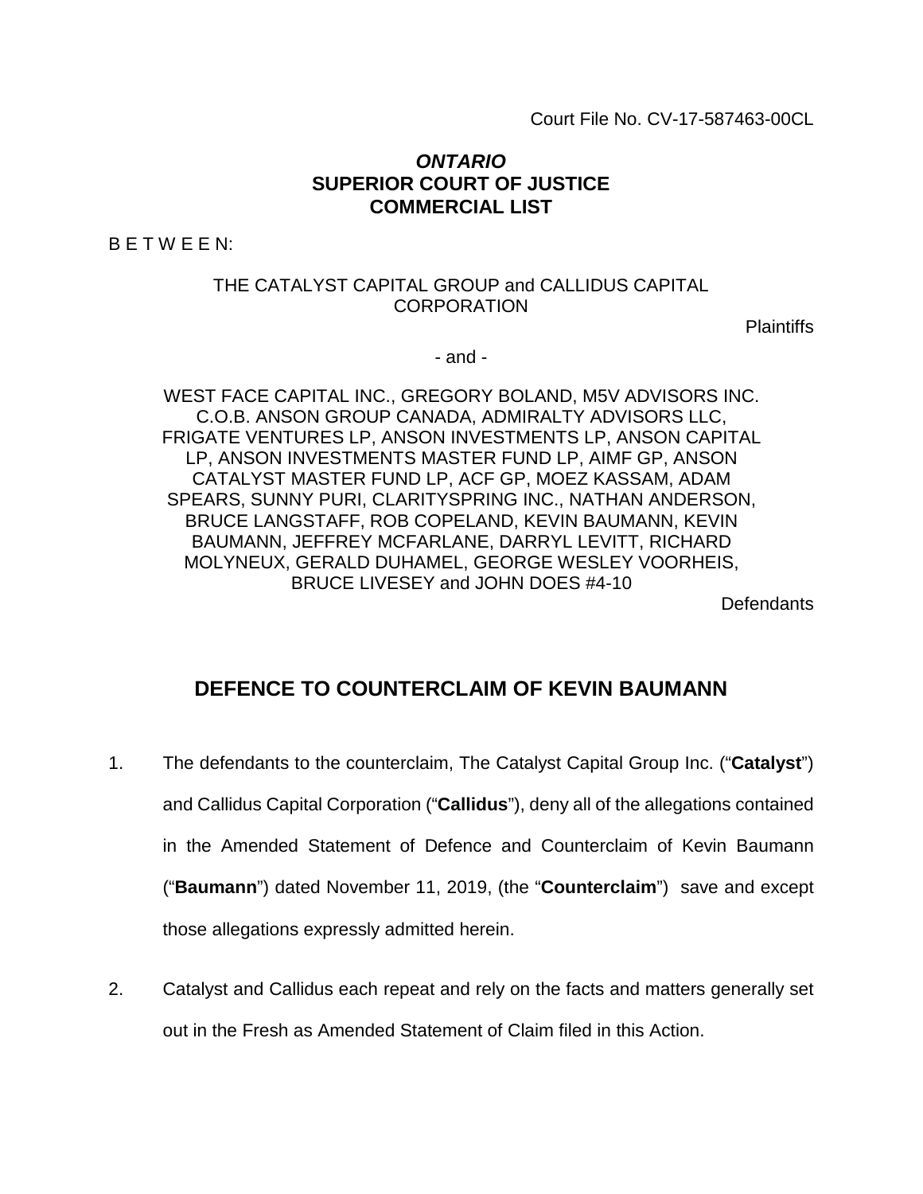Court File No. CV-17-587463-00CL

***ONTARIO***
**SUPERIOR COURT OF JUSTICE**
**COMMERCIAL LIST**

B E T W E E N:

THE CATALYST CAPITAL GROUP and CALLIDUS CAPITAL CORPORATION

Plaintiffs

- and -

WEST FACE CAPITAL INC., GREGORY BOLAND, M5V ADVISORS INC. C.O.B. ANSON GROUP CANADA, ADMIRALTY ADVISORS LLC, FRIGATE VENTURES LP, ANSON INVESTMENTS LP, ANSON CAPITAL LP, ANSON INVESTMENTS MASTER FUND LP, AIMF GP, ANSON CATALYST MASTER FUND LP, ACF GP, MOEZ KASSAM, ADAM SPEARS, SUNNY PURI, CLARITYSPRING INC., NATHAN ANDERSON, BRUCE LANGSTAFF, ROB COPELAND, KEVIN BAUMANN, KEVIN BAUMANN, JEFFREY MCFARLANE, DARRYL LEVITT, RICHARD MOLYNEUX, GERALD DUHAMEL, GEORGE WESLEY VOORHEIS, BRUCE LIVESEY and JOHN DOES #4-10

Defendants

## DEFENCE TO COUNTERCLAIM OF KEVIN BAUMANN

1. The defendants to the counterclaim, The Catalyst Capital Group Inc. ("**Catalyst**") and Callidus Capital Corporation ("**Callidus**"), deny all of the allegations contained in the Amended Statement of Defence and Counterclaim of Kevin Baumann ("**Baumann**") dated November 11, 2019, (the "**Counterclaim**") save and except those allegations expressly admitted herein.

2. Catalyst and Callidus each repeat and rely on the facts and matters generally set out in the Fresh as Amended Statement of Claim filed in this Action.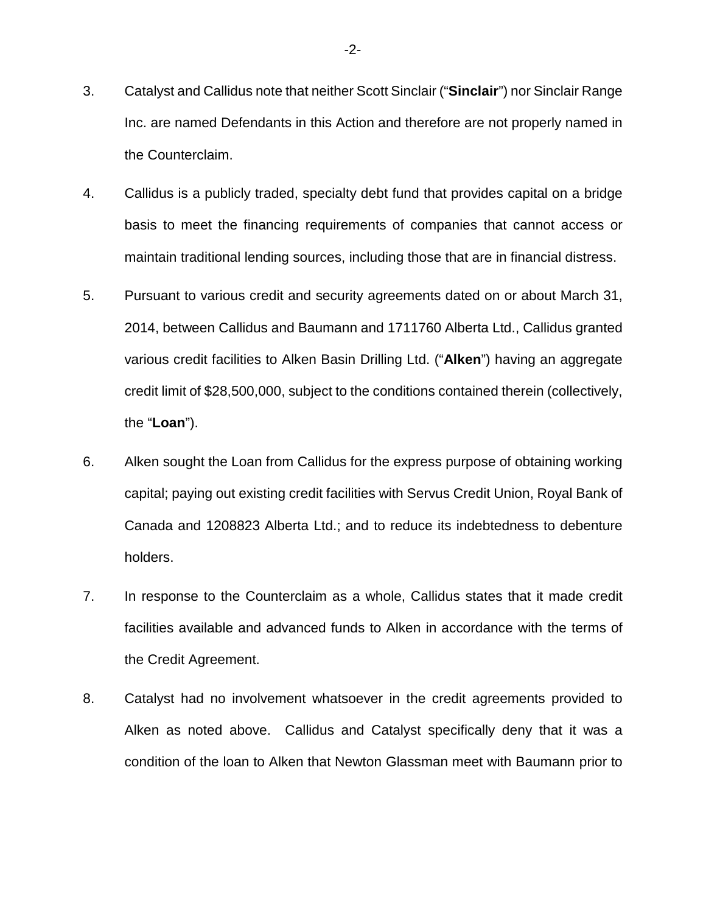3. Catalyst and Callidus note that neither Scott Sinclair ("**Sinclair**") nor Sinclair Range Inc. are named Defendants in this Action and therefore are not properly named in the Counterclaim.

4. Callidus is a publicly traded, specialty debt fund that provides capital on a bridge basis to meet the financing requirements of companies that cannot access or maintain traditional lending sources, including those that are in financial distress.

5. Pursuant to various credit and security agreements dated on or about March 31, 2014, between Callidus and Baumann and 1711760 Alberta Ltd., Callidus granted various credit facilities to Alken Basin Drilling Ltd. ("**Alken**") having an aggregate credit limit of $28,500,000, subject to the conditions contained therein (collectively, the "**Loan**").

6. Alken sought the Loan from Callidus for the express purpose of obtaining working capital; paying out existing credit facilities with Servus Credit Union, Royal Bank of Canada and 1208823 Alberta Ltd.; and to reduce its indebtedness to debenture holders.

7. In response to the Counterclaim as a whole, Callidus states that it made credit facilities available and advanced funds to Alken in accordance with the terms of the Credit Agreement.

8. Catalyst had no involvement whatsoever in the credit agreements provided to Alken as noted above. Callidus and Catalyst specifically deny that it was a condition of the loan to Alken that Newton Glassman meet with Baumann prior to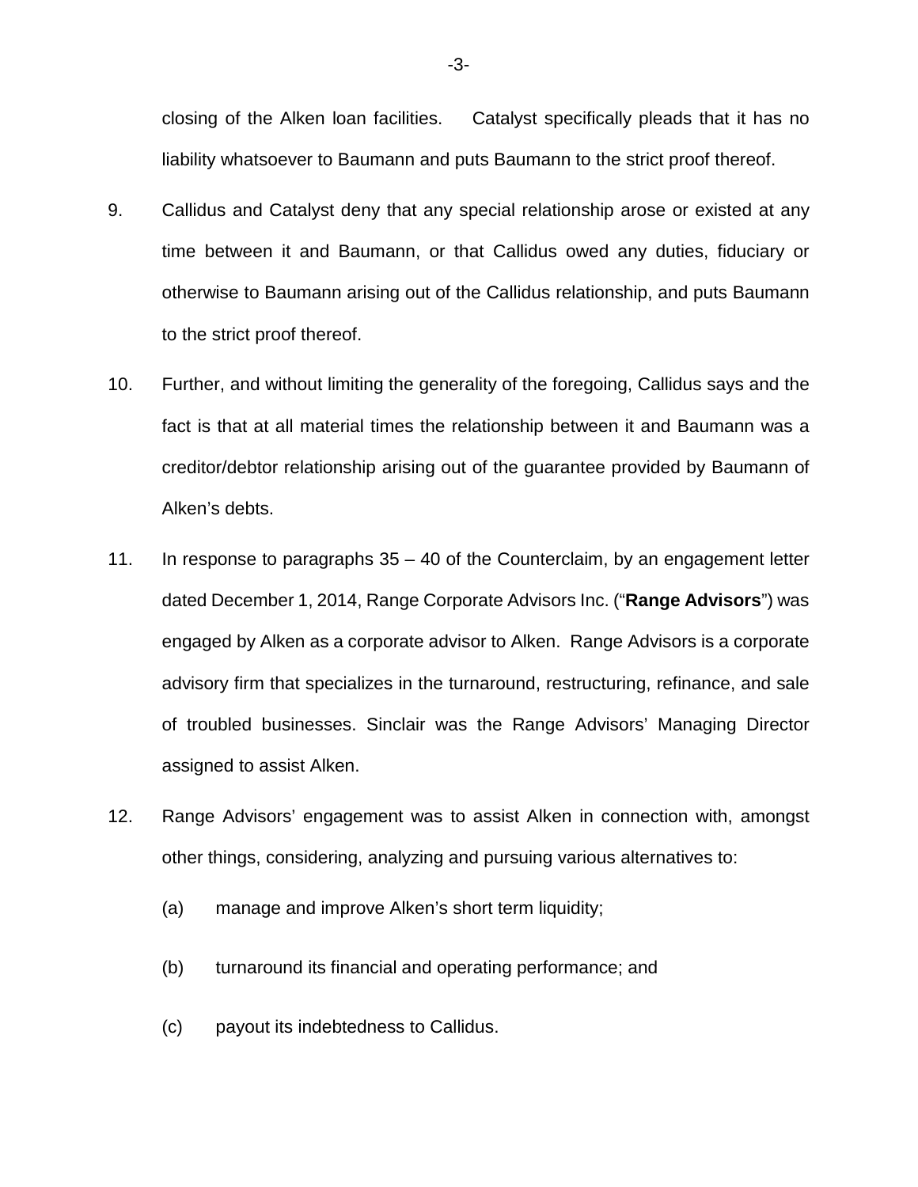closing of the Alken loan facilities. Catalyst specifically pleads that it has no liability whatsoever to Baumann and puts Baumann to the strict proof thereof.

9. Callidus and Catalyst deny that any special relationship arose or existed at any time between it and Baumann, or that Callidus owed any duties, fiduciary or otherwise to Baumann arising out of the Callidus relationship, and puts Baumann to the strict proof thereof.

10. Further, and without limiting the generality of the foregoing, Callidus says and the fact is that at all material times the relationship between it and Baumann was a creditor/debtor relationship arising out of the guarantee provided by Baumann of Alken's debts.

11. In response to paragraphs 35 – 40 of the Counterclaim, by an engagement letter dated December 1, 2014, Range Corporate Advisors Inc. ("**Range Advisors**") was engaged by Alken as a corporate advisor to Alken. Range Advisors is a corporate advisory firm that specializes in the turnaround, restructuring, refinance, and sale of troubled businesses. Sinclair was the Range Advisors' Managing Director assigned to assist Alken.

12. Range Advisors' engagement was to assist Alken in connection with, amongst other things, considering, analyzing and pursuing various alternatives to:

    (a) manage and improve Alken's short term liquidity;

    (b) turnaround its financial and operating performance; and

    (c) payout its indebtedness to Callidus.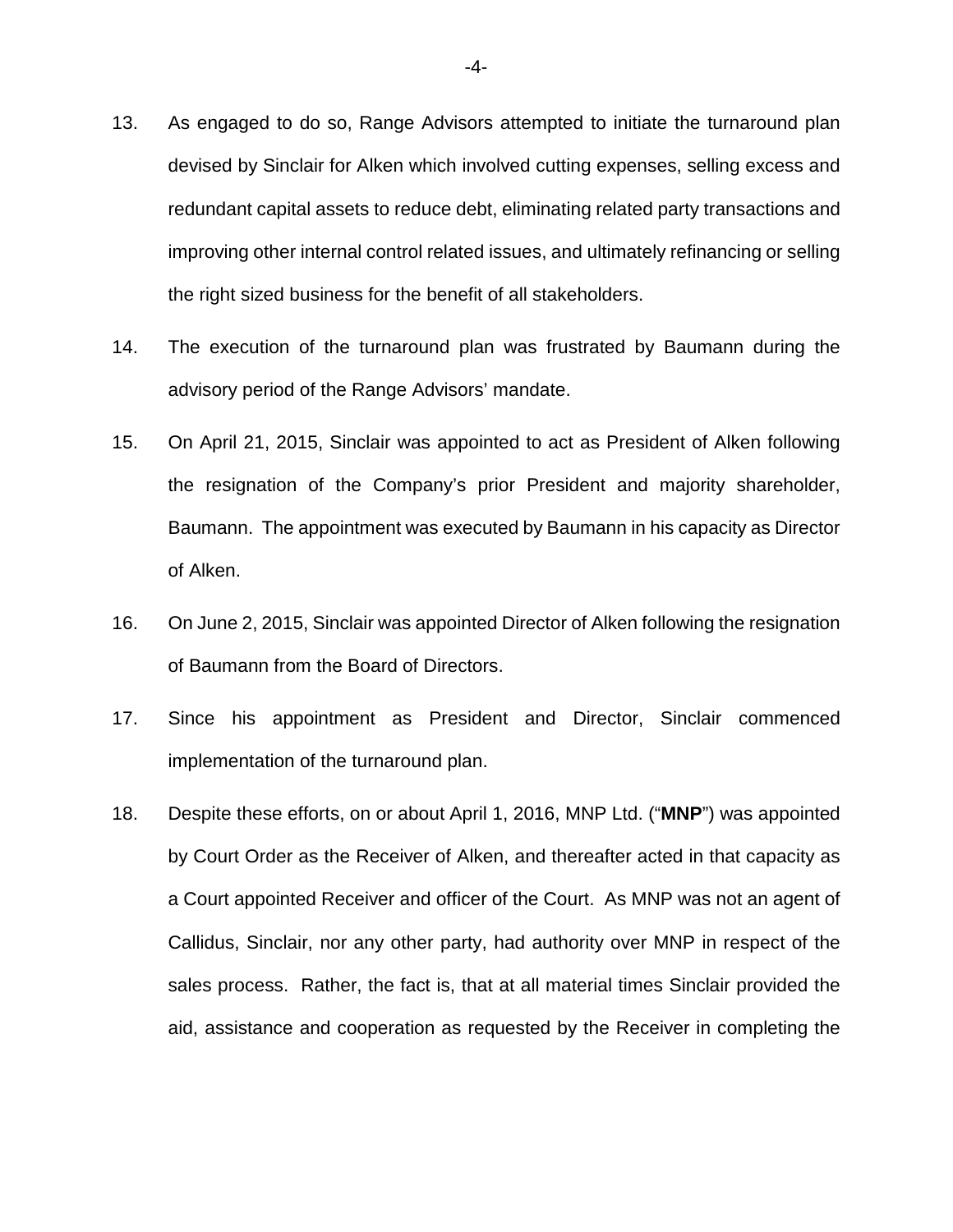13. As engaged to do so, Range Advisors attempted to initiate the turnaround plan devised by Sinclair for Alken which involved cutting expenses, selling excess and redundant capital assets to reduce debt, eliminating related party transactions and improving other internal control related issues, and ultimately refinancing or selling the right sized business for the benefit of all stakeholders.

14. The execution of the turnaround plan was frustrated by Baumann during the advisory period of the Range Advisors' mandate.

15. On April 21, 2015, Sinclair was appointed to act as President of Alken following the resignation of the Company's prior President and majority shareholder, Baumann. The appointment was executed by Baumann in his capacity as Director of Alken.

16. On June 2, 2015, Sinclair was appointed Director of Alken following the resignation of Baumann from the Board of Directors.

17. Since his appointment as President and Director, Sinclair commenced implementation of the turnaround plan.

18. Despite these efforts, on or about April 1, 2016, MNP Ltd. ("**MNP**") was appointed by Court Order as the Receiver of Alken, and thereafter acted in that capacity as a Court appointed Receiver and officer of the Court. As MNP was not an agent of Callidus, Sinclair, nor any other party, had authority over MNP in respect of the sales process. Rather, the fact is, that at all material times Sinclair provided the aid, assistance and cooperation as requested by the Receiver in completing the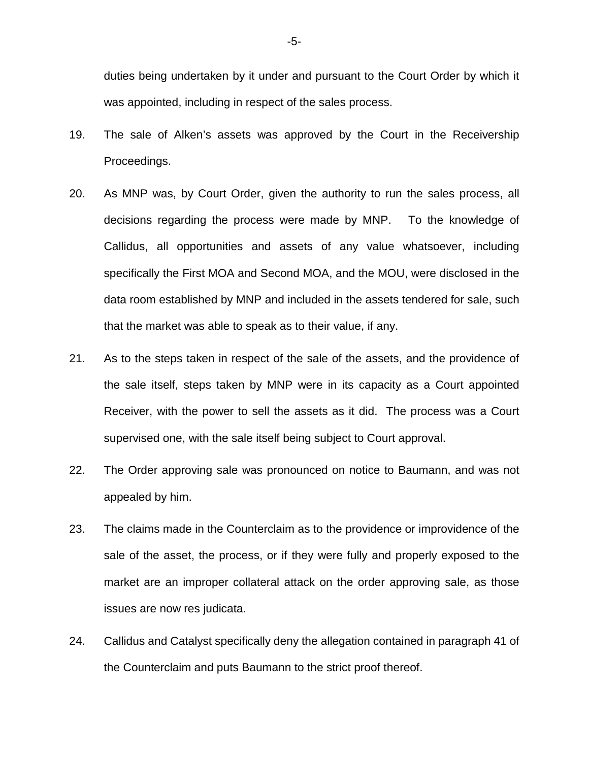duties being undertaken by it under and pursuant to the Court Order by which it was appointed, including in respect of the sales process.

19. The sale of Alken's assets was approved by the Court in the Receivership Proceedings.

20. As MNP was, by Court Order, given the authority to run the sales process, all decisions regarding the process were made by MNP. To the knowledge of Callidus, all opportunities and assets of any value whatsoever, including specifically the First MOA and Second MOA, and the MOU, were disclosed in the data room established by MNP and included in the assets tendered for sale, such that the market was able to speak as to their value, if any.

21. As to the steps taken in respect of the sale of the assets, and the providence of the sale itself, steps taken by MNP were in its capacity as a Court appointed Receiver, with the power to sell the assets as it did. The process was a Court supervised one, with the sale itself being subject to Court approval.

22. The Order approving sale was pronounced on notice to Baumann, and was not appealed by him.

23. The claims made in the Counterclaim as to the providence or improvidence of the sale of the asset, the process, or if they were fully and properly exposed to the market are an improper collateral attack on the order approving sale, as those issues are now res judicata.

24. Callidus and Catalyst specifically deny the allegation contained in paragraph 41 of the Counterclaim and puts Baumann to the strict proof thereof.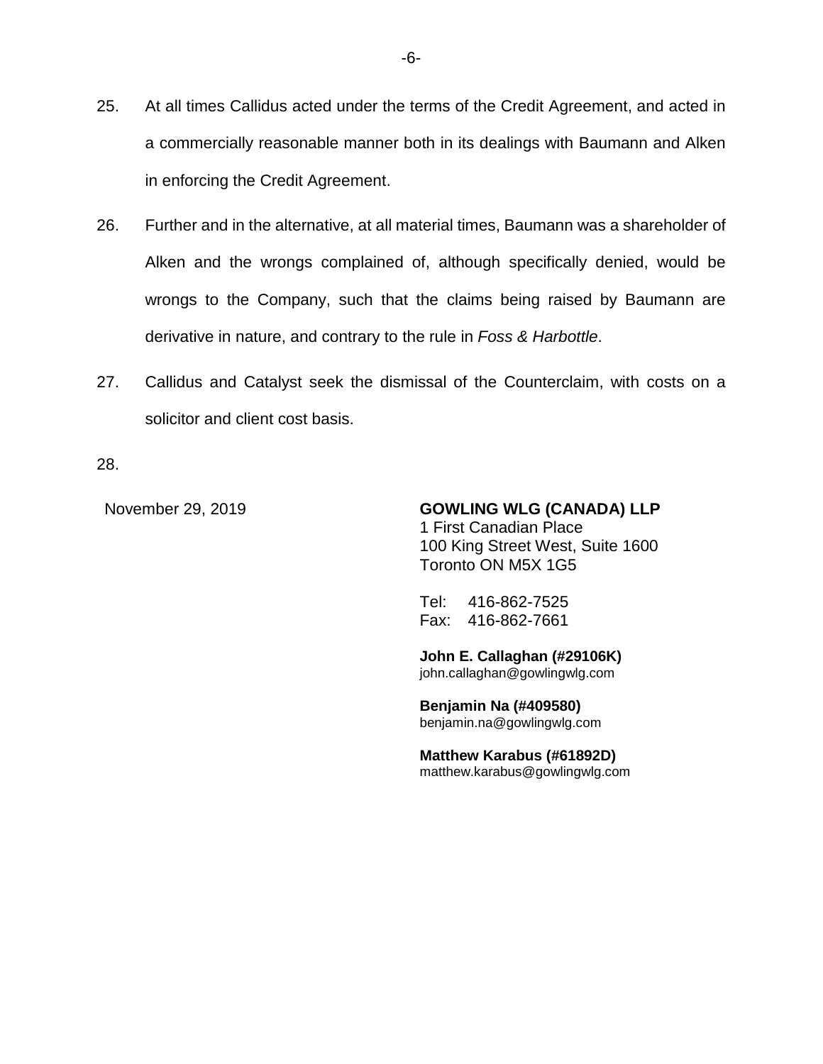25. At all times Callidus acted under the terms of the Credit Agreement, and acted in a commercially reasonable manner both in its dealings with Baumann and Alken in enforcing the Credit Agreement.

26. Further and in the alternative, at all material times, Baumann was a shareholder of Alken and the wrongs complained of, although specifically denied, would be wrongs to the Company, such that the claims being raised by Baumann are derivative in nature, and contrary to the rule in *Foss & Harbottle*.

27. Callidus and Catalyst seek the dismissal of the Counterclaim, with costs on a solicitor and client cost basis.

28.

November 29, 2019

**GOWLING WLG (CANADA) LLP**
1 First Canadian Place
100 King Street West, Suite 1600
Toronto ON M5X 1G5

Tel: 416-862-7525
Fax: 416-862-7661

**John E. Callaghan (#29106K)**
john.callaghan@gowlingwlg.com

**Benjamin Na (#409580)**
benjamin.na@gowlingwlg.com

**Matthew Karabus (#61892D)**
matthew.karabus@gowlingwlg.com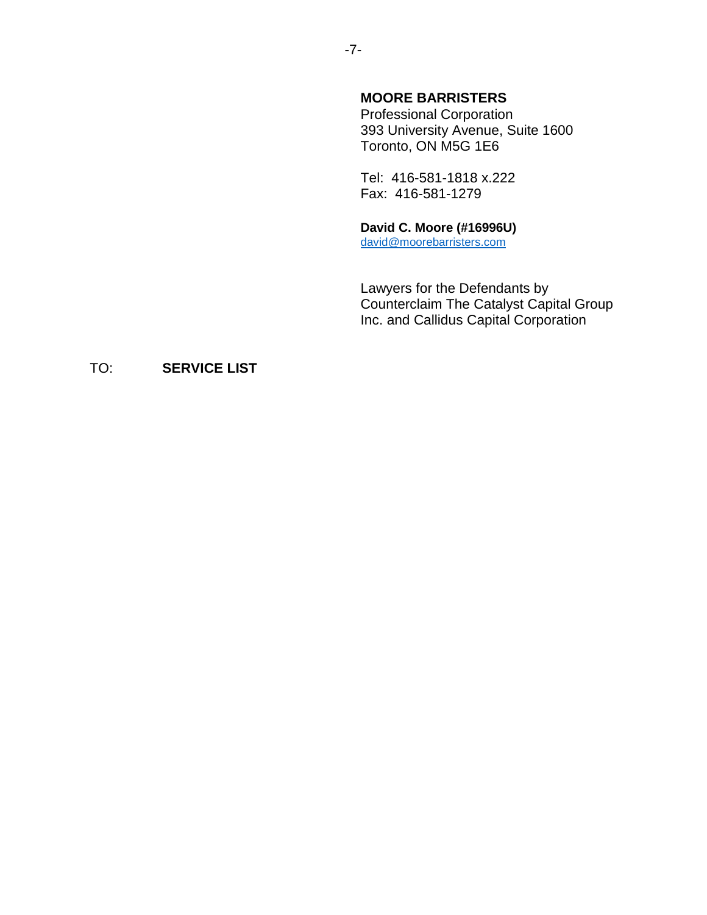**MOORE BARRISTERS**
Professional Corporation
393 University Avenue, Suite 1600
Toronto, ON M5G 1E6

Tel: 416-581-1818 x.222
Fax: 416-581-1279

**David C. Moore (#16996U)**
david@moorebarristers.com

Lawyers for the Defendants by Counterclaim The Catalyst Capital Group Inc. and Callidus Capital Corporation

TO: **SERVICE LIST**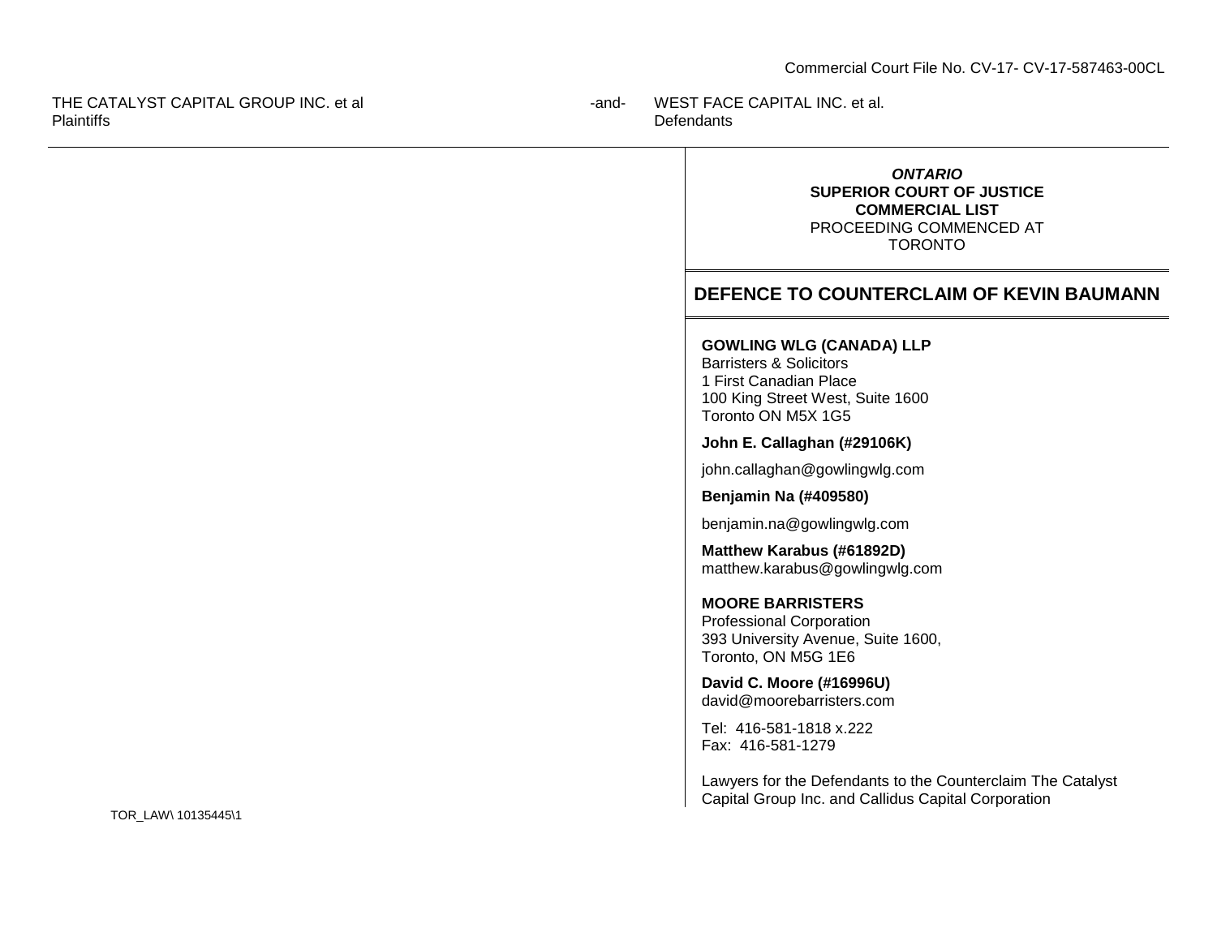Commercial Court File No. CV-17- CV-17-587463-00CL

THE CATALYST CAPITAL GROUP INC. et al
Plaintiffs

-and-

WEST FACE CAPITAL INC. et al.
Defendants

***ONTARIO***
**SUPERIOR COURT OF JUSTICE**
**COMMERCIAL LIST**
PROCEEDING COMMENCED AT
TORONTO

## DEFENCE TO COUNTERCLAIM OF KEVIN BAUMANN

**GOWLING WLG (CANADA) LLP**
Barristers & Solicitors
1 First Canadian Place
100 King Street West, Suite 1600
Toronto ON M5X 1G5

**John E. Callaghan (#29106K)**

john.callaghan@gowlingwlg.com

**Benjamin Na (#409580)**

benjamin.na@gowlingwlg.com

**Matthew Karabus (#61892D)**
matthew.karabus@gowlingwlg.com

**MOORE BARRISTERS**
Professional Corporation
393 University Avenue, Suite 1600,
Toronto, ON M5G 1E6

**David C. Moore (#16996U)**
david@moorebarristers.com

Tel: 416-581-1818 x.222
Fax: 416-581-1279

Lawyers for the Defendants to the Counterclaim The Catalyst Capital Group Inc. and Callidus Capital Corporation

TOR_LAW\ 10135445\1